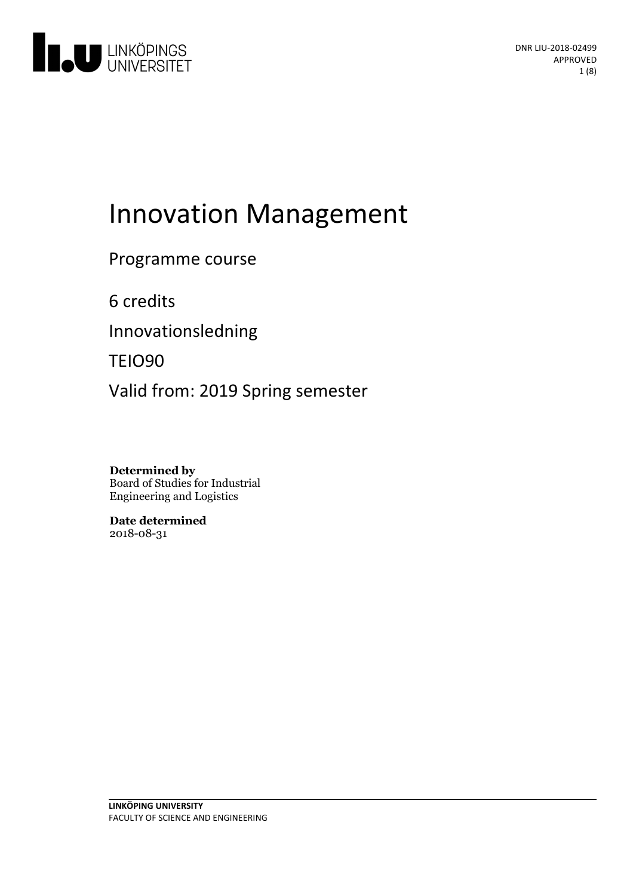DNR LIU-2018-02499
APPROVED

# Innovation Management

Programme course

6 credits

Innovationsledning

TEIO90

Valid from: 2019 Spring semester

**Determined by**
Board of Studies for Industrial Engineering and Logistics

**Date determined**
2018-08-31

**LINKÖPING UNIVERSITY**
FACULTY OF SCIENCE AND ENGINEERING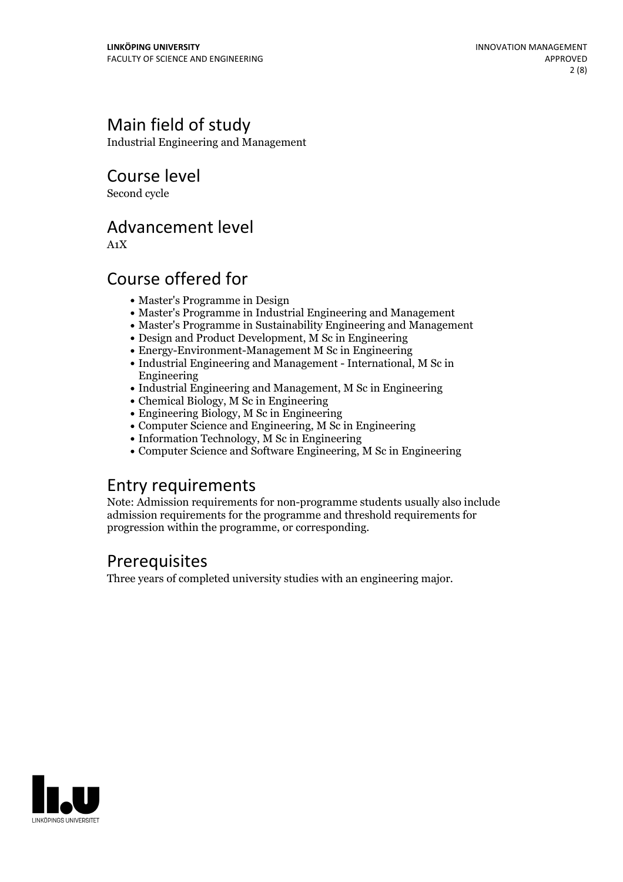## Main field of study

Industrial Engineering and Management

## Course level

Second cycle

## Advancement level

A1X

## Course offered for

- Master's Programme in Design
- Master's Programme in Industrial Engineering and Management
- Master's Programme in Sustainability Engineering and Management
- Design and Product Development, M Sc in Engineering
- Energy-Environment-Management M Sc in Engineering
- Industrial Engineering and Management - International, M Sc in Engineering
- Industrial Engineering and Management, M Sc in Engineering
- Chemical Biology, M Sc in Engineering
- Engineering Biology, M Sc in Engineering
- Computer Science and Engineering, M Sc in Engineering
- Information Technology, M Sc in Engineering
- Computer Science and Software Engineering, M Sc in Engineering

## Entry requirements

Note: Admission requirements for non-programme students usually also include admission requirements for the programme and threshold requirements for progression within the programme, or corresponding.

## Prerequisites

Three years of completed university studies with an engineering major.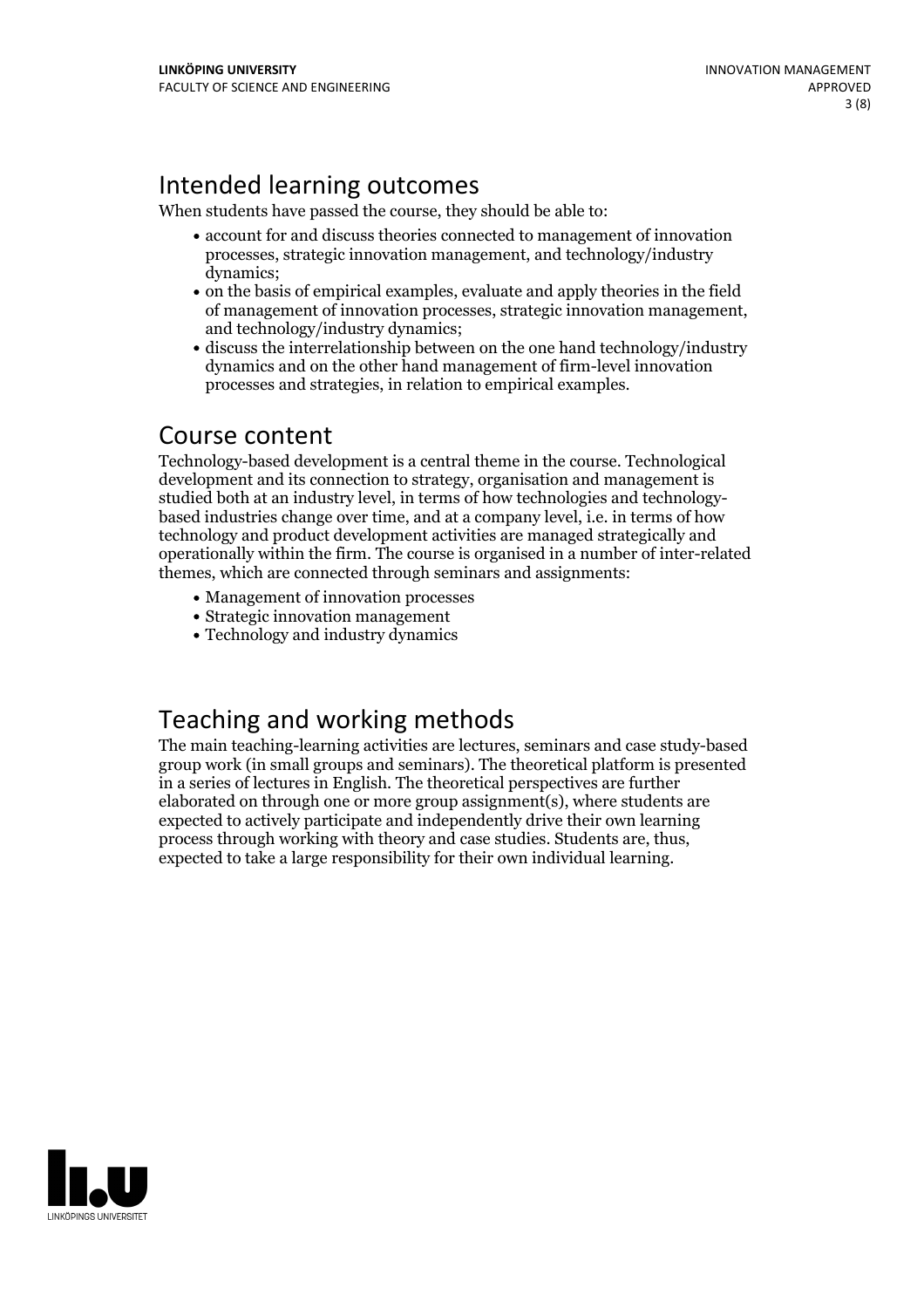# Intended learning outcomes

When students have passed the course, they should be able to:

- account for and discuss theories connected to management of innovation processes, strategic innovation management, and technology/industry dynamics;
- on the basis of empirical examples, evaluate and apply theories in the field of management of innovation processes, strategic innovation management, and technology/industry dynamics;
- discuss the interrelationship between on the one hand technology/industry dynamics and on the other hand management of firm-level innovation processes and strategies, in relation to empirical examples.

# Course content

Technology-based development is a central theme in the course. Technological development and its connection to strategy, organisation and management is studied both at an industry level, in terms of how technologies and technology-based industries change over time, and at a company level, i.e. in terms of how technology and product development activities are managed strategically and operationally within the firm. The course is organised in a number of inter-related themes, which are connected through seminars and assignments:

- Management of innovation processes
- Strategic innovation management
- Technology and industry dynamics

# Teaching and working methods

The main teaching-learning activities are lectures, seminars and case study-based group work (in small groups and seminars). The theoretical platform is presented in a series of lectures in English. The theoretical perspectives are further elaborated on through one or more group assignment(s), where students are expected to actively participate and independently drive their own learning process through working with theory and case studies. Students are, thus, expected to take a large responsibility for their own individual learning.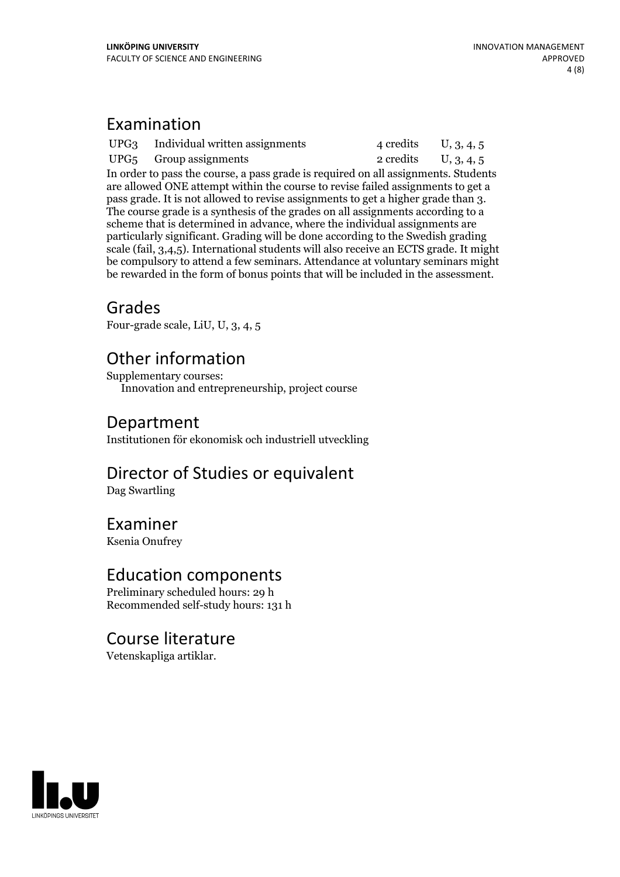## Examination

| | | | |
|---|---|---|---|
| UPG3 | Individual written assignments | 4 credits | U, 3, 4, 5 |
| UPG5 | Group assignments | 2 credits | U, 3, 4, 5 |

In order to pass the course, a pass grade is required on all assignments. Students are allowed ONE attempt within the course to revise failed assignments to get a pass grade. It is not allowed to revise assignments to get a higher grade than 3. The course grade is a synthesis of the grades on all assignments according to a scheme that is determined in advance, where the individual assignments are particularly significant. Grading will be done according to the Swedish grading scale (fail, 3,4,5). International students will also receive an ECTS grade. It might be compulsory to attend a few seminars. Attendance at voluntary seminars might be rewarded in the form of bonus points that will be included in the assessment.

## Grades

Four-grade scale, LiU, U, 3, 4, 5

## Other information

Supplementary courses:
Innovation and entrepreneurship, project course

## Department

Institutionen för ekonomisk och industriell utveckling

## Director of Studies or equivalent

Dag Swartling

## Examiner

Ksenia Onufrey

## Education components

Preliminary scheduled hours: 29 h
Recommended self-study hours: 131 h

## Course literature

Vetenskapliga artiklar.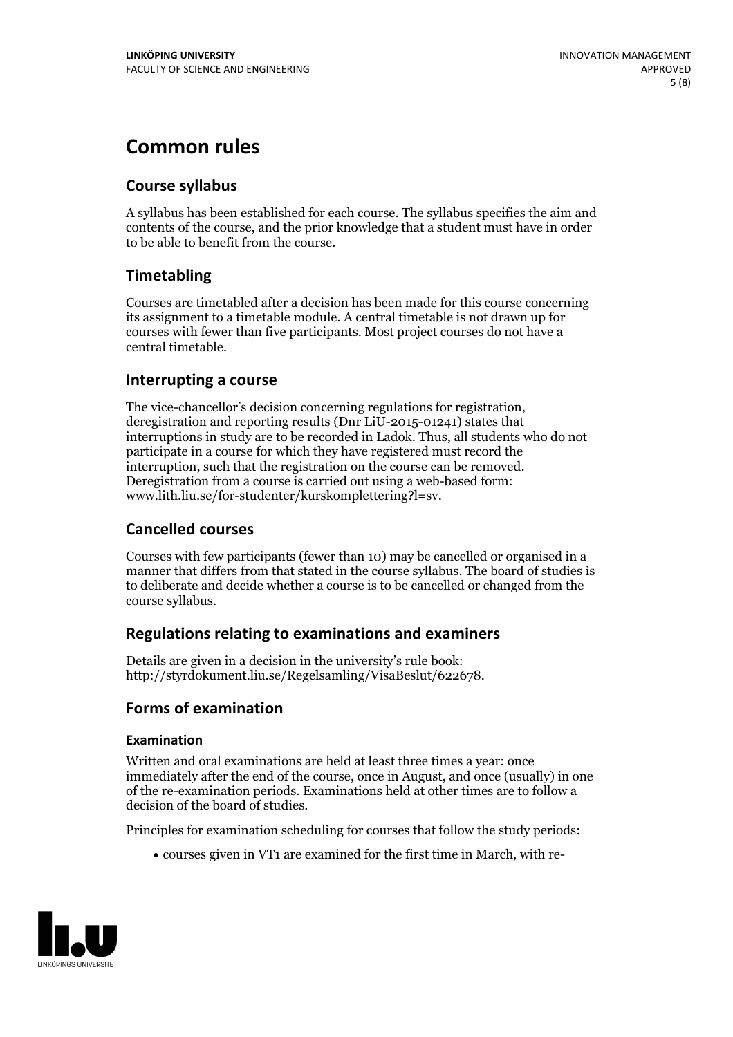# Common rules

## Course syllabus

A syllabus has been established for each course. The syllabus specifies the aim and contents of the course, and the prior knowledge that a student must have in order to be able to benefit from the course.

## Timetabling

Courses are timetabled after a decision has been made for this course concerning its assignment to a timetable module. A central timetable is not drawn up for courses with fewer than five participants. Most project courses do not have a central timetable.

## Interrupting a course

The vice-chancellor's decision concerning regulations for registration, deregistration and reporting results (Dnr LiU-2015-01241) states that interruptions in study are to be recorded in Ladok. Thus, all students who do not participate in a course for which they have registered must record the interruption, such that the registration on the course can be removed. Deregistration from a course is carried out using a web-based form: www.lith.liu.se/for-studenter/kurskomplettering?l=sv.

## Cancelled courses

Courses with few participants (fewer than 10) may be cancelled or organised in a manner that differs from that stated in the course syllabus. The board of studies is to deliberate and decide whether a course is to be cancelled or changed from the course syllabus.

## Regulations relating to examinations and examiners

Details are given in a decision in the university's rule book: http://styrdokument.liu.se/Regelsamling/VisaBeslut/622678.

## Forms of examination

### Examination

Written and oral examinations are held at least three times a year: once immediately after the end of the course, once in August, and once (usually) in one of the re-examination periods. Examinations held at other times are to follow a decision of the board of studies.

Principles for examination scheduling for courses that follow the study periods:

- courses given in VT1 are examined for the first time in March, with re-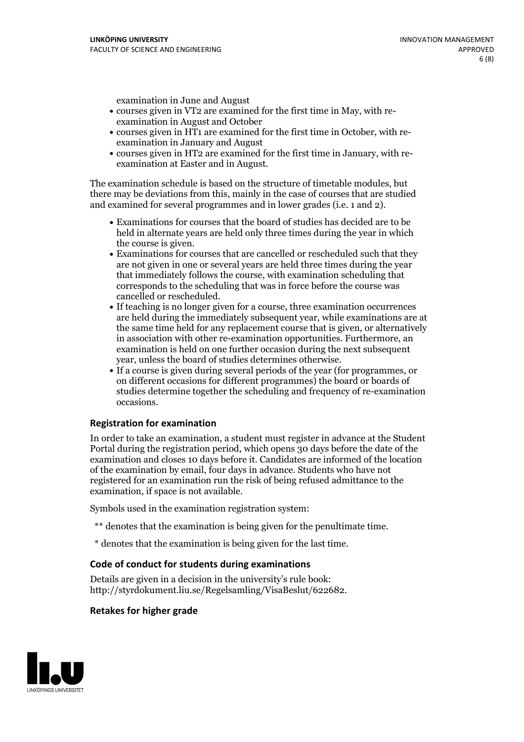examination in June and August

- courses given in VT2 are examined for the first time in May, with re-examination in August and October
- courses given in HT1 are examined for the first time in October, with re-examination in January and August
- courses given in HT2 are examined for the first time in January, with re-examination at Easter and in August.

The examination schedule is based on the structure of timetable modules, but there may be deviations from this, mainly in the case of courses that are studied and examined for several programmes and in lower grades (i.e. 1 and 2).

- Examinations for courses that the board of studies has decided are to be held in alternate years are held only three times during the year in which the course is given.
- Examinations for courses that are cancelled or rescheduled such that they are not given in one or several years are held three times during the year that immediately follows the course, with examination scheduling that corresponds to the scheduling that was in force before the course was cancelled or rescheduled.
- If teaching is no longer given for a course, three examination occurrences are held during the immediately subsequent year, while examinations are at the same time held for any replacement course that is given, or alternatively in association with other re-examination opportunities. Furthermore, an examination is held on one further occasion during the next subsequent year, unless the board of studies determines otherwise.
- If a course is given during several periods of the year (for programmes, or on different occasions for different programmes) the board or boards of studies determine together the scheduling and frequency of re-examination occasions.

### Registration for examination

In order to take an examination, a student must register in advance at the Student Portal during the registration period, which opens 30 days before the date of the examination and closes 10 days before it. Candidates are informed of the location of the examination by email, four days in advance. Students who have not registered for an examination run the risk of being refused admittance to the examination, if space is not available.

Symbols used in the examination registration system:

** denotes that the examination is being given for the penultimate time.

* denotes that the examination is being given for the last time.

### Code of conduct for students during examinations

Details are given in a decision in the university's rule book: http://styrdokument.liu.se/Regelsamling/VisaBeslut/622682.

### Retakes for higher grade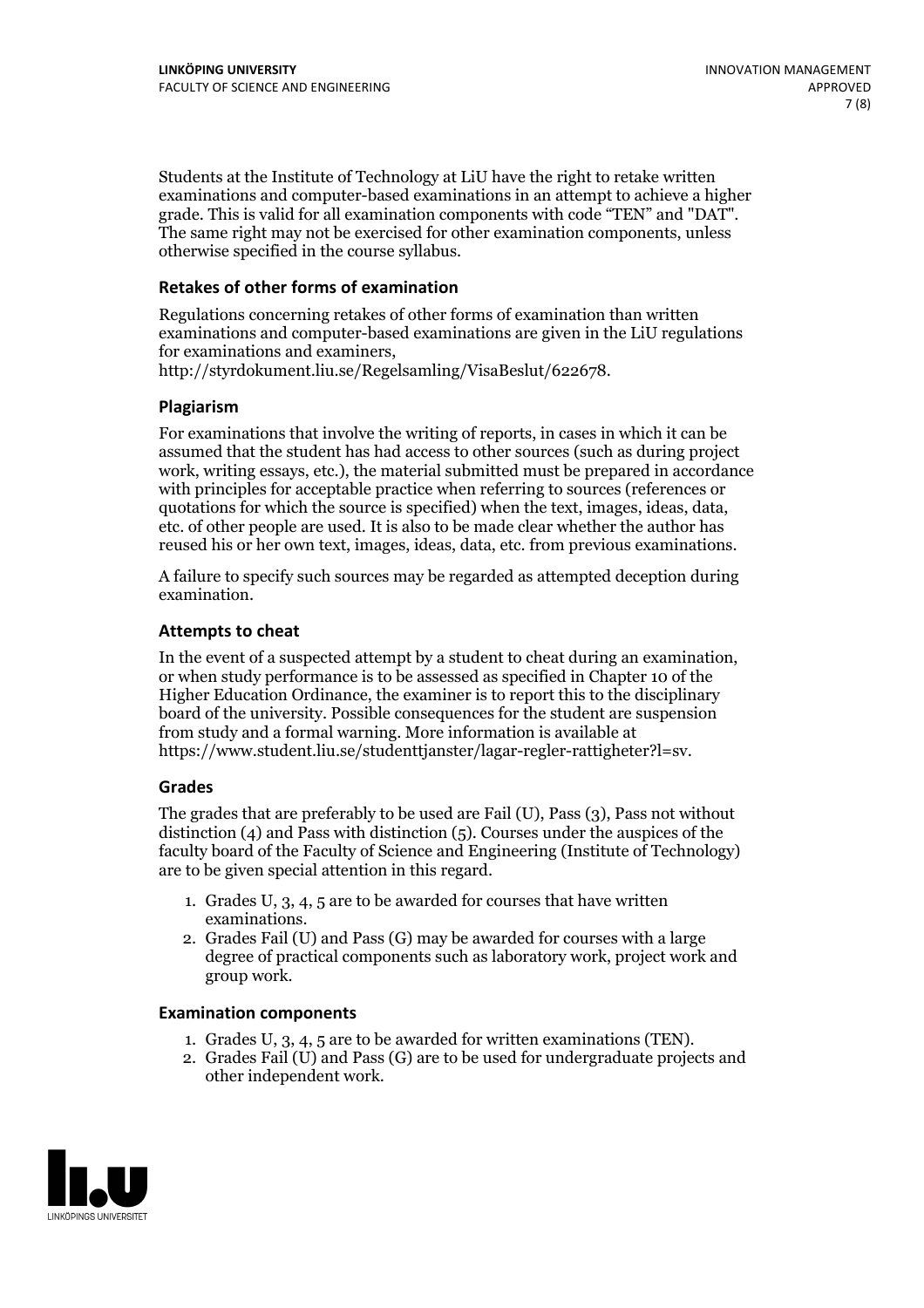Students at the Institute of Technology at LiU have the right to retake written examinations and computer-based examinations in an attempt to achieve a higher grade. This is valid for all examination components with code "TEN" and "DAT". The same right may not be exercised for other examination components, unless otherwise specified in the course syllabus.

### Retakes of other forms of examination

Regulations concerning retakes of other forms of examination than written examinations and computer-based examinations are given in the LiU regulations for examinations and examiners, http://styrdokument.liu.se/Regelsamling/VisaBeslut/622678.

### Plagiarism

For examinations that involve the writing of reports, in cases in which it can be assumed that the student has had access to other sources (such as during project work, writing essays, etc.), the material submitted must be prepared in accordance with principles for acceptable practice when referring to sources (references or quotations for which the source is specified) when the text, images, ideas, data, etc. of other people are used. It is also to be made clear whether the author has reused his or her own text, images, ideas, data, etc. from previous examinations.

A failure to specify such sources may be regarded as attempted deception during examination.

### Attempts to cheat

In the event of a suspected attempt by a student to cheat during an examination, or when study performance is to be assessed as specified in Chapter 10 of the Higher Education Ordinance, the examiner is to report this to the disciplinary board of the university. Possible consequences for the student are suspension from study and a formal warning. More information is available at https://www.student.liu.se/studenttjanster/lagar-regler-rattigheter?l=sv.

### Grades

The grades that are preferably to be used are Fail (U), Pass (3), Pass not without distinction (4) and Pass with distinction (5). Courses under the auspices of the faculty board of the Faculty of Science and Engineering (Institute of Technology) are to be given special attention in this regard.

1. Grades U, 3, 4, 5 are to be awarded for courses that have written examinations.
2. Grades Fail (U) and Pass (G) may be awarded for courses with a large degree of practical components such as laboratory work, project work and group work.

### Examination components

1. Grades U, 3, 4, 5 are to be awarded for written examinations (TEN).
2. Grades Fail (U) and Pass (G) are to be used for undergraduate projects and other independent work.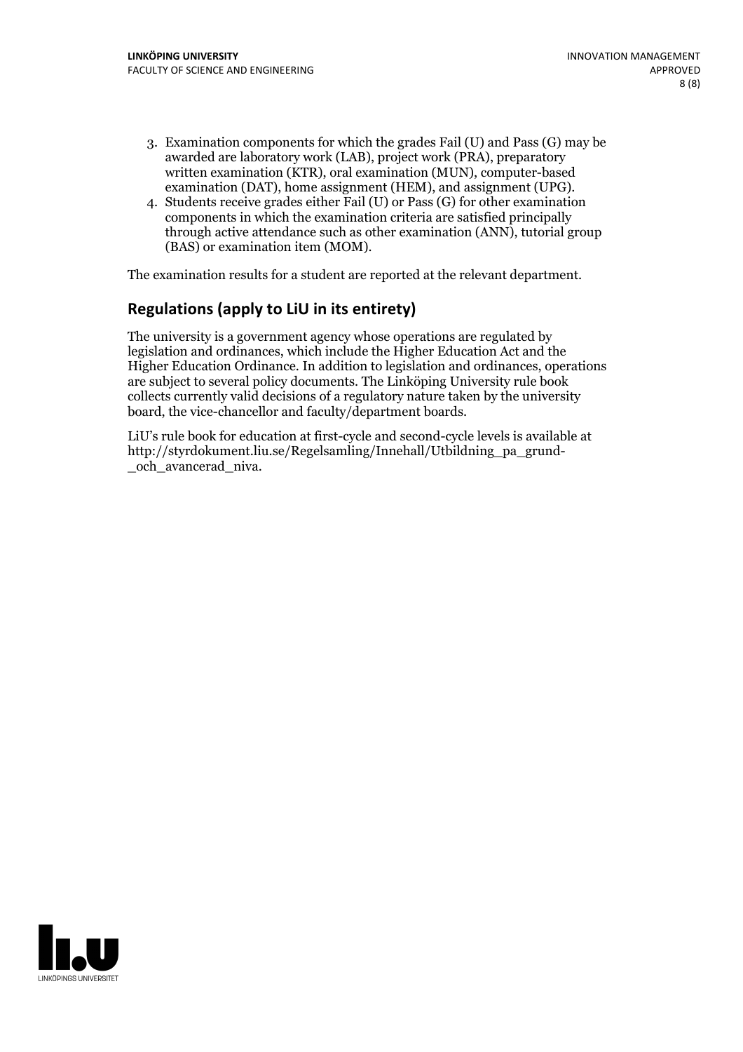3. Examination components for which the grades Fail (U) and Pass (G) may be awarded are laboratory work (LAB), project work (PRA), preparatory written examination (KTR), oral examination (MUN), computer-based examination (DAT), home assignment (HEM), and assignment (UPG).
4. Students receive grades either Fail (U) or Pass (G) for other examination components in which the examination criteria are satisfied principally through active attendance such as other examination (ANN), tutorial group (BAS) or examination item (MOM).

The examination results for a student are reported at the relevant department.

## Regulations (apply to LiU in its entirety)

The university is a government agency whose operations are regulated by legislation and ordinances, which include the Higher Education Act and the Higher Education Ordinance. In addition to legislation and ordinances, operations are subject to several policy documents. The Linköping University rule book collects currently valid decisions of a regulatory nature taken by the university board, the vice-chancellor and faculty/department boards.

LiU's rule book for education at first-cycle and second-cycle levels is available at http://styrdokument.liu.se/Regelsamling/Innehall/Utbildning_pa_grund-_och_avancerad_niva.